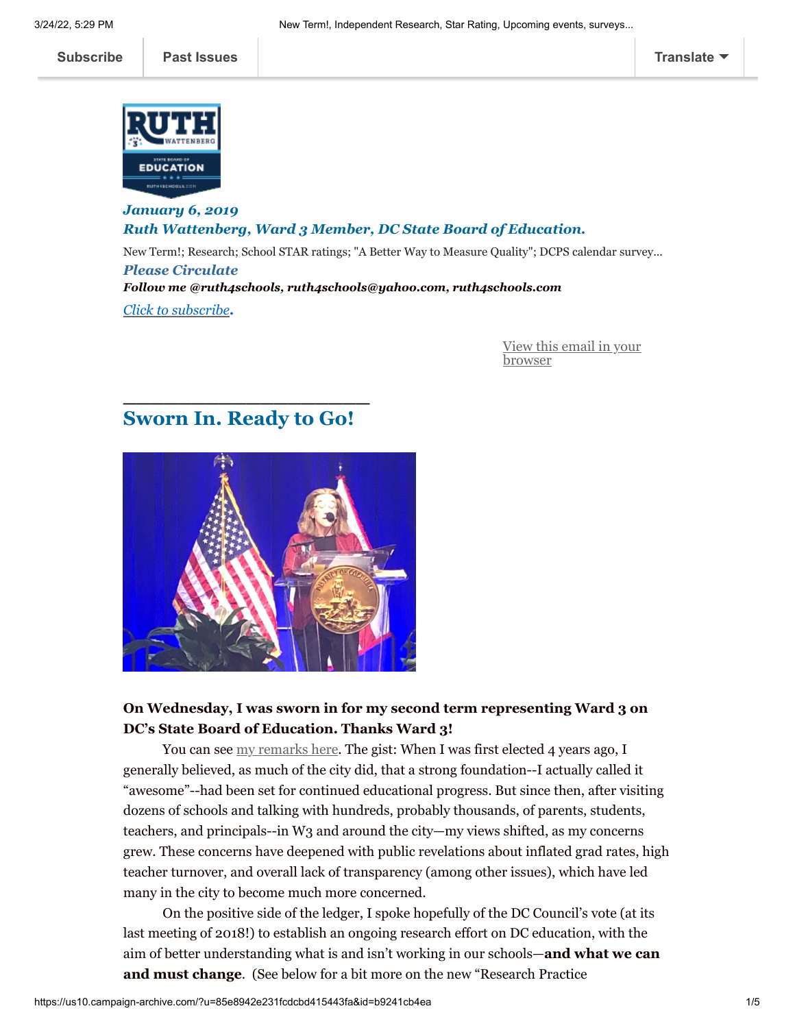Subscribe | Past Issues | Translate

***January 6, 2019***
***Ruth Wattenberg, Ward 3 Member, DC State Board of Education.***

New Term!; Research; School STAR ratings; "A Better Way to Measure Quality"; DCPS calendar survey...

***Please Circulate***

***Follow me @ruth4schools, ruth4schools@yahoo.com, ruth4schools.com***

*Click to subscribe*.

View this email in your browser

## Sworn In. Ready to Go!

**On Wednesday, I was sworn in for my second term representing Ward 3 on DC's State Board of Education. Thanks Ward 3!**

You can see my remarks here. The gist: When I was first elected 4 years ago, I generally believed, as much of the city did, that a strong foundation--I actually called it "awesome"--had been set for continued educational progress. But since then, after visiting dozens of schools and talking with hundreds, probably thousands, of parents, students, teachers, and principals--in W3 and around the city—my views shifted, as my concerns grew. These concerns have deepened with public revelations about inflated grad rates, high teacher turnover, and overall lack of transparency (among other issues), which have led many in the city to become much more concerned.

On the positive side of the ledger, I spoke hopefully of the DC Council's vote (at its last meeting of 2018!) to establish an ongoing research effort on DC education, with the aim of better understanding what is and isn't working in our schools—**and what we can and must change**. (See below for a bit more on the new "Research Practice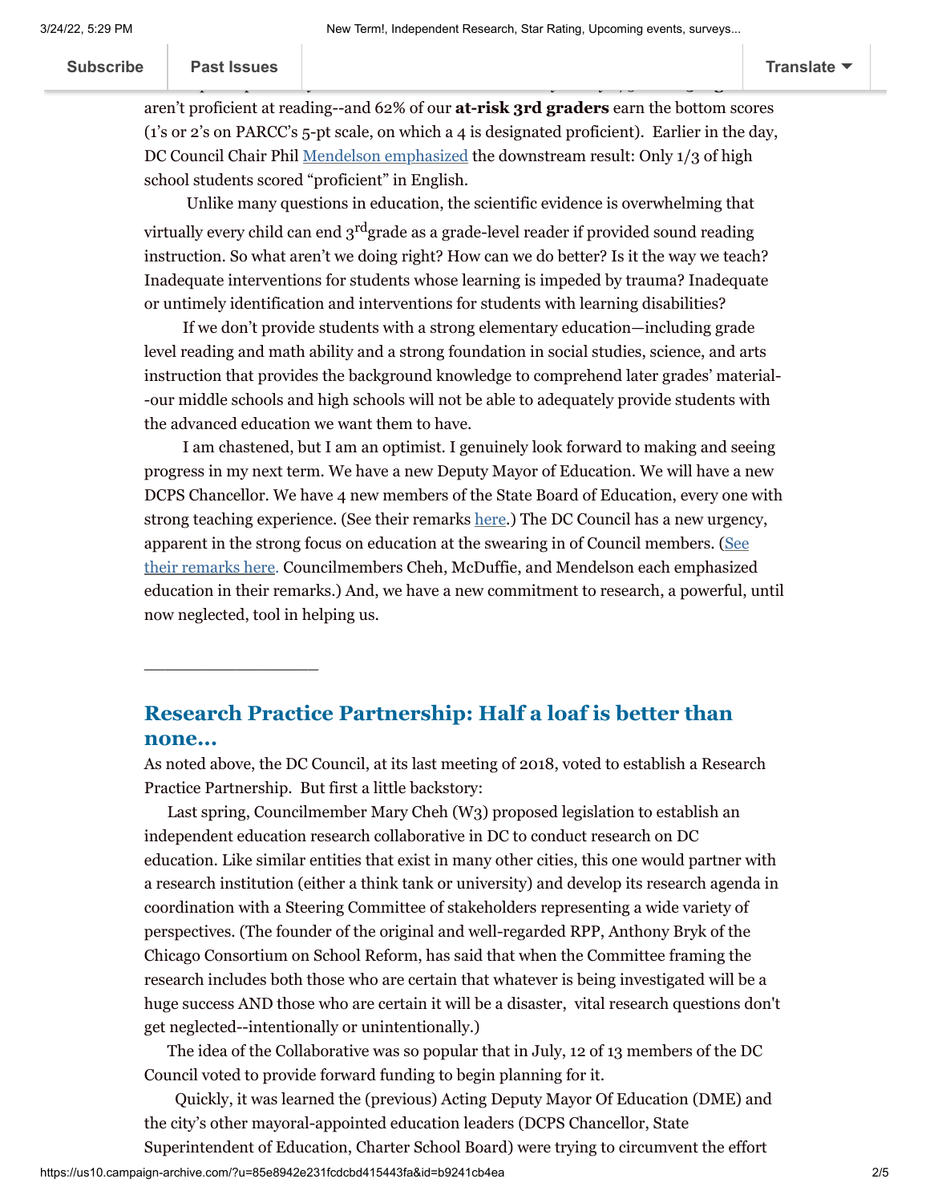aren't proficient at reading--and 62% of our **at-risk 3rd graders** earn the bottom scores (1's or 2's on PARCC's 5-pt scale, on which a 4 is designated proficient). Earlier in the day, DC Council Chair Phil [Mendelson emphasized](#) the downstream result: Only 1/3 of high school students scored "proficient" in English.

Unlike many questions in education, the scientific evidence is overwhelming that virtually every child can end 3rd grade as a grade-level reader if provided sound reading instruction. So what aren't we doing right? How can we do better? Is it the way we teach? Inadequate interventions for students whose learning is impeded by trauma? Inadequate or untimely identification and interventions for students with learning disabilities?

If we don't provide students with a strong elementary education—including grade level reading and math ability and a strong foundation in social studies, science, and arts instruction that provides the background knowledge to comprehend later grades' material--our middle schools and high schools will not be able to adequately provide students with the advanced education we want them to have.

I am chastened, but I am an optimist. I genuinely look forward to making and seeing progress in my next term. We have a new Deputy Mayor of Education. We will have a new DCPS Chancellor. We have 4 new members of the State Board of Education, every one with strong teaching experience. (See their remarks [here](#).) The DC Council has a new urgency, apparent in the strong focus on education at the swearing in of Council members. ([See their remarks here](#). Councilmembers Cheh, McDuffie, and Mendelson each emphasized education in their remarks.) And, we have a new commitment to research, a powerful, until now neglected, tool in helping us.

___________________

## Research Practice Partnership: Half a loaf is better than none...

As noted above, the DC Council, at its last meeting of 2018, voted to establish a Research Practice Partnership. But first a little backstory:

Last spring, Councilmember Mary Cheh (W3) proposed legislation to establish an independent education research collaborative in DC to conduct research on DC education. Like similar entities that exist in many other cities, this one would partner with a research institution (either a think tank or university) and develop its research agenda in coordination with a Steering Committee of stakeholders representing a wide variety of perspectives. (The founder of the original and well-regarded RPP, Anthony Bryk of the Chicago Consortium on School Reform, has said that when the Committee framing the research includes both those who are certain that whatever is being investigated will be a huge success AND those who are certain it will be a disaster, vital research questions don't get neglected--intentionally or unintentionally.)

The idea of the Collaborative was so popular that in July, 12 of 13 members of the DC Council voted to provide forward funding to begin planning for it.

Quickly, it was learned the (previous) Acting Deputy Mayor Of Education (DME) and the city's other mayoral-appointed education leaders (DCPS Chancellor, State Superintendent of Education, Charter School Board) were trying to circumvent the effort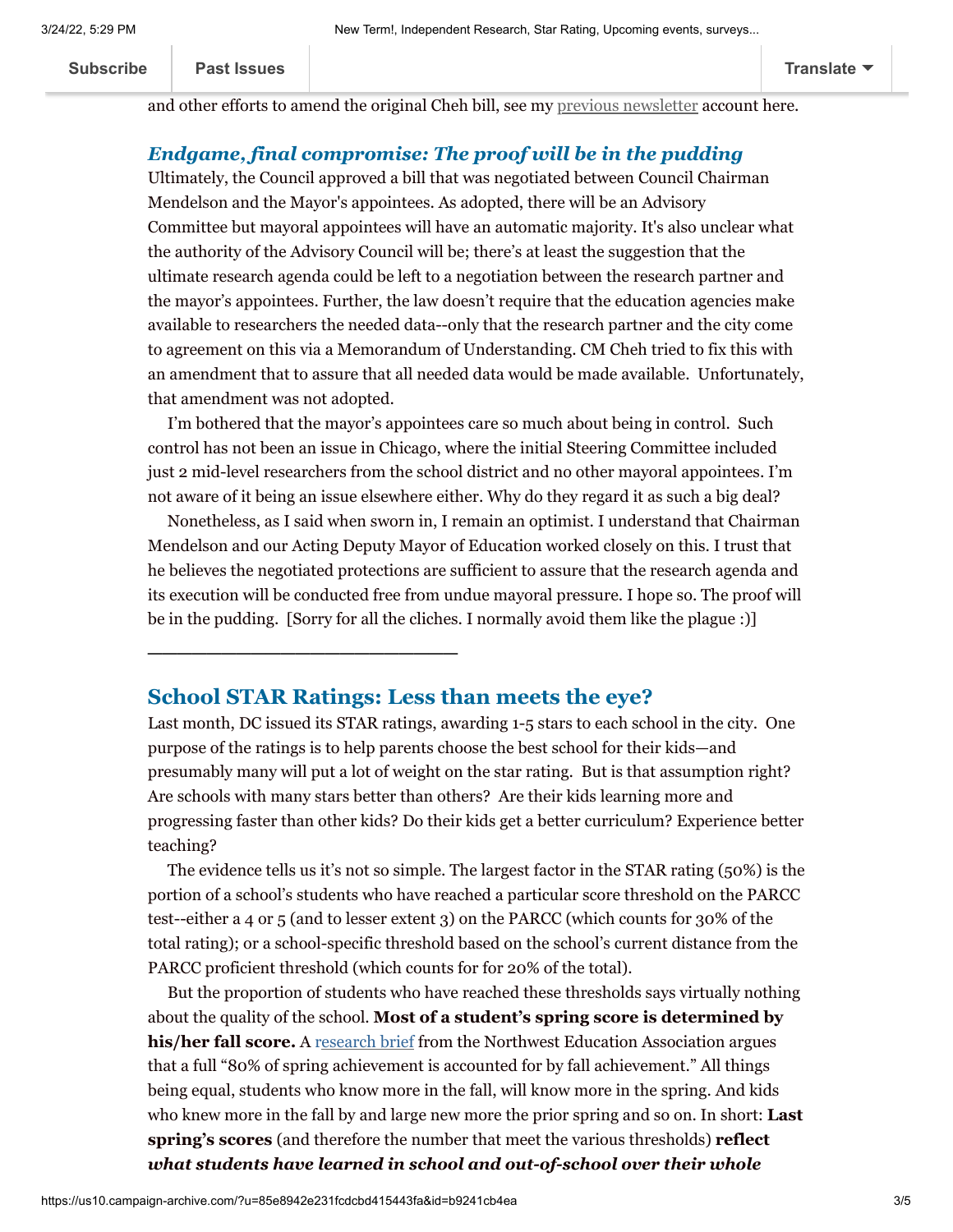and other efforts to amend the original Cheh bill, see my previous newsletter account here.

### *Endgame, final compromise: The proof will be in the pudding*

Ultimately, the Council approved a bill that was negotiated between Council Chairman Mendelson and the Mayor's appointees. As adopted, there will be an Advisory Committee but mayoral appointees will have an automatic majority. It's also unclear what the authority of the Advisory Council will be; there's at least the suggestion that the ultimate research agenda could be left to a negotiation between the research partner and the mayor's appointees. Further, the law doesn't require that the education agencies make available to researchers the needed data--only that the research partner and the city come to agreement on this via a Memorandum of Understanding. CM Cheh tried to fix this with an amendment that to assure that all needed data would be made available. Unfortunately, that amendment was not adopted.

I'm bothered that the mayor's appointees care so much about being in control. Such control has not been an issue in Chicago, where the initial Steering Committee included just 2 mid-level researchers from the school district and no other mayoral appointees. I'm not aware of it being an issue elsewhere either. Why do they regard it as such a big deal?

Nonetheless, as I said when sworn in, I remain an optimist. I understand that Chairman Mendelson and our Acting Deputy Mayor of Education worked closely on this. I trust that he believes the negotiated protections are sufficient to assure that the research agenda and its execution will be conducted free from undue mayoral pressure. I hope so. The proof will be in the pudding. [Sorry for all the cliches. I normally avoid them like the plague :)]

---

## School STAR Ratings: Less than meets the eye?

Last month, DC issued its STAR ratings, awarding 1-5 stars to each school in the city. One purpose of the ratings is to help parents choose the best school for their kids—and presumably many will put a lot of weight on the star rating. But is that assumption right? Are schools with many stars better than others? Are their kids learning more and progressing faster than other kids? Do their kids get a better curriculum? Experience better teaching?

The evidence tells us it's not so simple. The largest factor in the STAR rating (50%) is the portion of a school's students who have reached a particular score threshold on the PARCC test--either a 4 or 5 (and to lesser extent 3) on the PARCC (which counts for 30% of the total rating); or a school-specific threshold based on the school's current distance from the PARCC proficient threshold (which counts for for 20% of the total).

But the proportion of students who have reached these thresholds says virtually nothing about the quality of the school. **Most of a student's spring score is determined by his/her fall score.** A research brief from the Northwest Education Association argues that a full "80% of spring achievement is accounted for by fall achievement." All things being equal, students who know more in the fall, will know more in the spring. And kids who knew more in the fall by and large new more the prior spring and so on. In short: **Last spring's scores** (and therefore the number that meet the various thresholds) **reflect *what students have learned in school and out-of-school over their whole***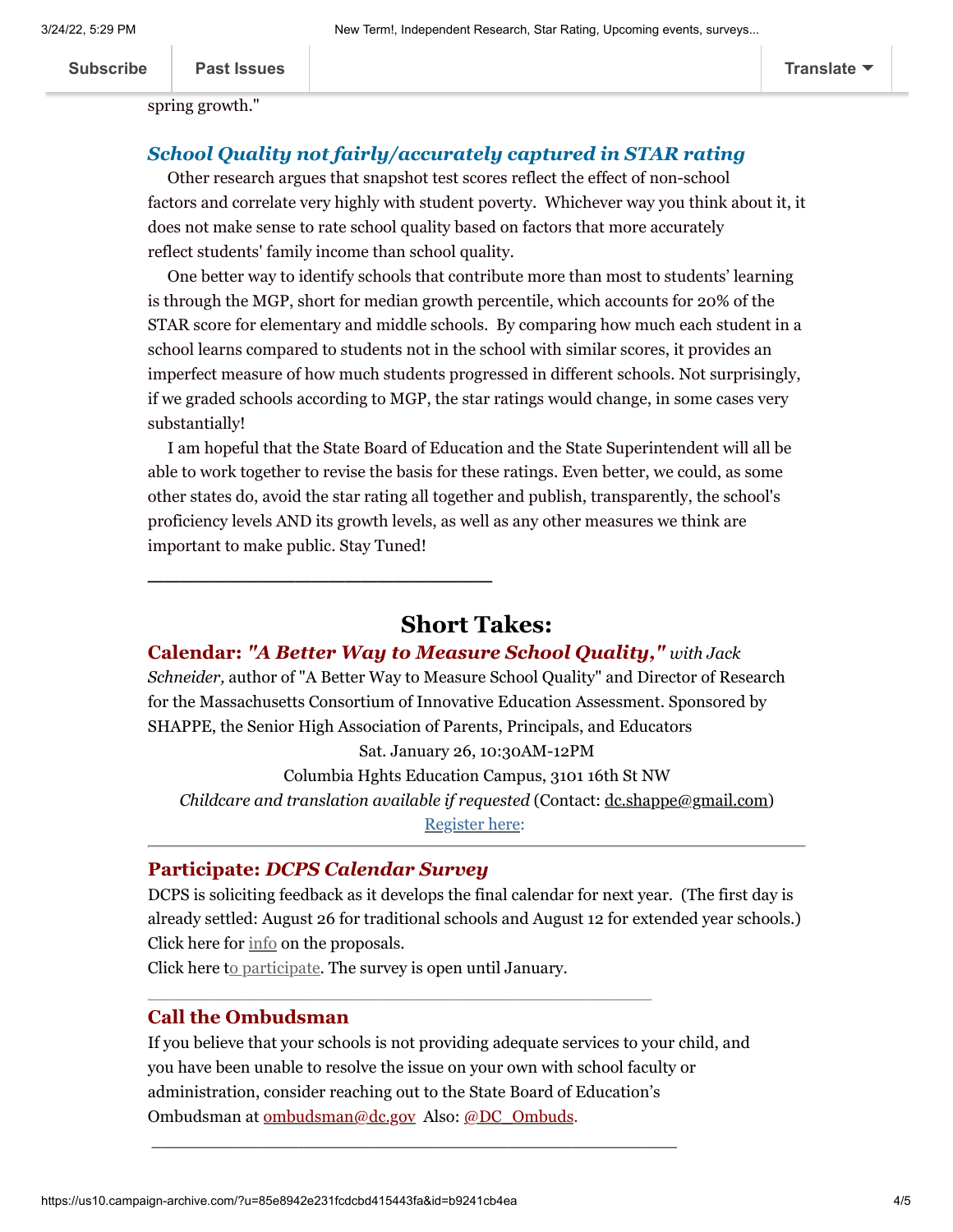spring growth."

### *School Quality not fairly/accurately captured in STAR rating*

Other research argues that snapshot test scores reflect the effect of non-school factors and correlate very highly with student poverty. Whichever way you think about it, it does not make sense to rate school quality based on factors that more accurately reflect students' family income than school quality.

One better way to identify schools that contribute more than most to students' learning is through the MGP, short for median growth percentile, which accounts for 20% of the STAR score for elementary and middle schools. By comparing how much each student in a school learns compared to students not in the school with similar scores, it provides an imperfect measure of how much students progressed in different schools. Not surprisingly, if we graded schools according to MGP, the star ratings would change, in some cases very substantially!

I am hopeful that the State Board of Education and the State Superintendent will all be able to work together to revise the basis for these ratings. Even better, we could, as some other states do, avoid the star rating all together and publish, transparently, the school's proficiency levels AND its growth levels, as well as any other measures we think are important to make public. Stay Tuned!

---

## Short Takes:

### Calendar: *"A Better Way to Measure School Quality,"* *with Jack Schneider,* author of "A Better Way to Measure School Quality" and Director of Research for the Massachusetts Consortium of Innovative Education Assessment. Sponsored by SHAPPE, the Senior High Association of Parents, Principals, and Educators

Sat. January 26, 10:30AM-12PM

Columbia Hghts Education Campus, 3101 16th St NW

*Childcare and translation available if requested* (Contact: dc.shappe@gmail.com)

Register here:

---

### Participate: *DCPS Calendar Survey*

DCPS is soliciting feedback as it develops the final calendar for next year. (The first day is already settled: August 26 for traditional schools and August 12 for extended year schools.)

Click here for info on the proposals.

Click here to participate. The survey is open until January.

---

### Call the Ombudsman

If you believe that your schools is not providing adequate services to your child, and you have been unable to resolve the issue on your own with school faculty or administration, consider reaching out to the State Board of Education's Ombudsman at ombudsman@dc.gov Also: @DC_Ombuds.

---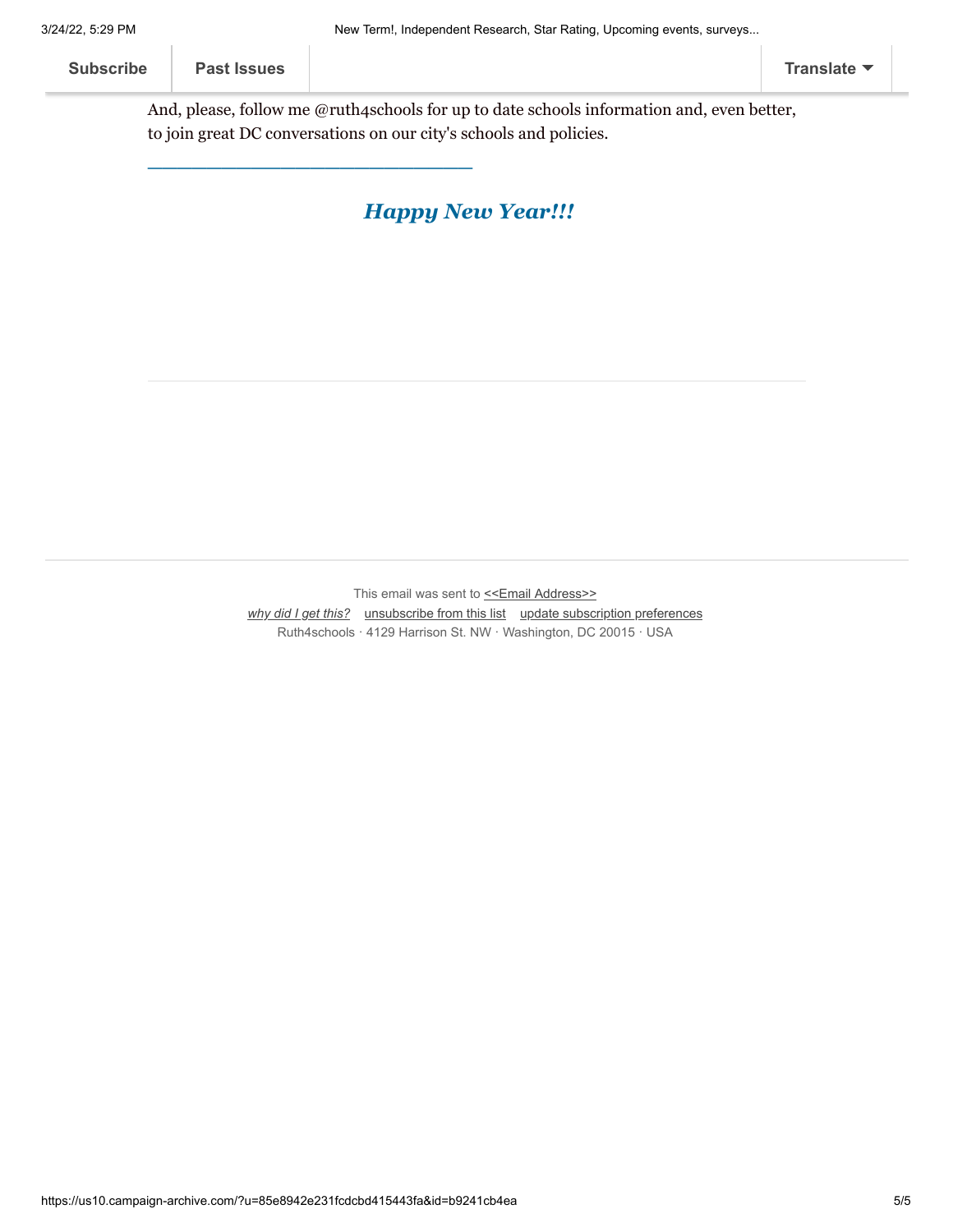And, please, follow me @ruth4schools for up to date schools information and, even better, to join great DC conversations on our city's schools and policies.

---

***Happy New Year!!!***

---

This email was sent to <<Email Address>>

*why did I get this?* unsubscribe from this list update subscription preferences

Ruth4schools · 4129 Harrison St. NW · Washington, DC 20015 · USA